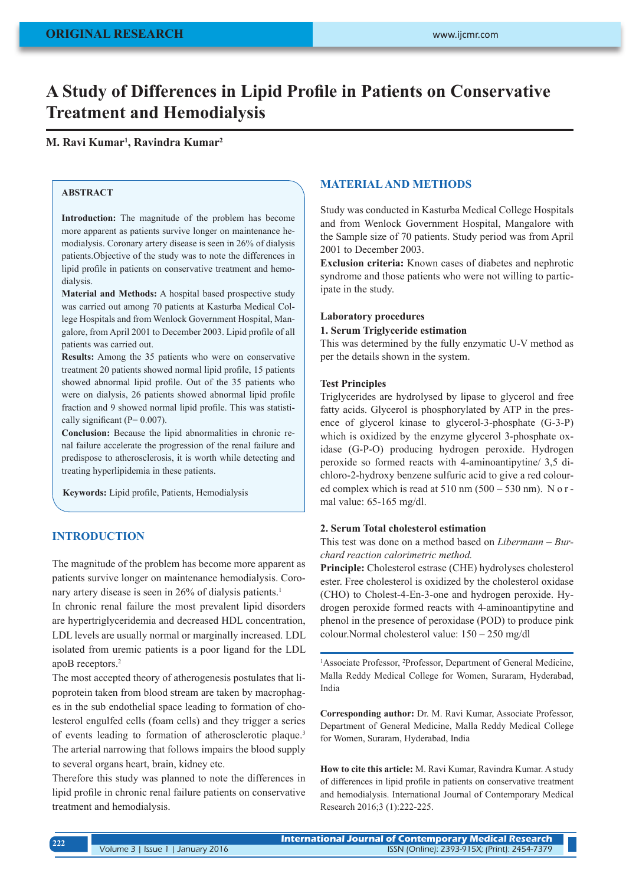# A Study of Differences in Lipid Profile in Patients on Conservative Treatment and Hemodialysis

**M. Ravi Kumar[1], Ravindra Kumar[2]**

### ABSTRACT

**Introduction:** The magnitude of the problem has become more apparent as patients survive longer on maintenance hemodialysis. Coronary artery disease is seen in 26% of dialysis patients.Objective of the study was to note the differences in lipid profile in patients on conservative treatment and hemodialysis.

**Material and Methods:** A hospital based prospective study was carried out among 70 patients at Kasturba Medical College Hospitals and from Wenlock Government Hospital, Mangalore, from April 2001 to December 2003. Lipid profile of all patients was carried out.

**Results:** Among the 35 patients who were on conservative treatment 20 patients showed normal lipid profile, 15 patients showed abnormal lipid profile. Out of the 35 patients who were on dialysis, 26 patients showed abnormal lipid profile fraction and 9 showed normal lipid profile. This was statistically significant (P= 0.007).

**Conclusion:** Because the lipid abnormalities in chronic renal failure accelerate the progression of the renal failure and predispose to atherosclerosis, it is worth while detecting and treating hyperlipidemia in these patients.

**Keywords:** Lipid profile, Patients, Hemodialysis

## INTRODUCTION

The magnitude of the problem has become more apparent as patients survive longer on maintenance hemodialysis. Coronary artery disease is seen in 26% of dialysis patients.[1]

In chronic renal failure the most prevalent lipid disorders are hypertriglyceridemia and decreased HDL concentration, LDL levels are usually normal or marginally increased. LDL isolated from uremic patients is a poor ligand for the LDL apoB receptors.[2]

The most accepted theory of atherogenesis postulates that lipoprotein taken from blood stream are taken by macrophages in the sub endothelial space leading to formation of cholesterol engulfed cells (foam cells) and they trigger a series of events leading to formation of atherosclerotic plaque.[3] The arterial narrowing that follows impairs the blood supply to several organs heart, brain, kidney etc.

Therefore this study was planned to note the differences in lipid profile in chronic renal failure patients on conservative treatment and hemodialysis.

## MATERIAL AND METHODS

Study was conducted in Kasturba Medical College Hospitals and from Wenlock Government Hospital, Mangalore with the Sample size of 70 patients. Study period was from April 2001 to December 2003.

**Exclusion criteria:** Known cases of diabetes and nephrotic syndrome and those patients who were not willing to participate in the study.

### Laboratory procedures

**1. Serum Triglyceride estimation**

This was determined by the fully enzymatic U-V method as per the details shown in the system.

### Test Principles

Triglycerides are hydrolysed by lipase to glycerol and free fatty acids. Glycerol is phosphorylated by ATP in the presence of glycerol kinase to glycerol-3-phosphate (G-3-P) which is oxidized by the enzyme glycerol 3-phosphate oxidase (G-P-O) producing hydrogen peroxide. Hydrogen peroxide so formed reacts with 4-aminoantipytine/ 3,5 dichloro-2-hydroxy benzene sulfuric acid to give a red coloured complex which is read at 510 nm (500 – 530 nm). Normal value: 65-165 mg/dl.

**2. Serum Total cholesterol estimation**

This test was done on a method based on *Libermann – Burchard reaction calorimetric method.*

**Principle:** Cholesterol estrase (CHE) hydrolyses cholesterol ester. Free cholesterol is oxidized by the cholesterol oxidase (CHO) to Cholest-4-En-3-one and hydrogen peroxide. Hydrogen peroxide formed reacts with 4-aminoantipytine and phenol in the presence of peroxidase (POD) to produce pink colour.Normal cholesterol value: 150 – 250 mg/dl

[1]Associate Professor, [2]Professor, Department of General Medicine, Malla Reddy Medical College for Women, Suraram, Hyderabad, India

**Corresponding author:** Dr. M. Ravi Kumar, Associate Professor, Department of General Medicine, Malla Reddy Medical College for Women, Suraram, Hyderabad, India

**How to cite this article:** M. Ravi Kumar, Ravindra Kumar. A study of differences in lipid profile in patients on conservative treatment and hemodialysis. International Journal of Contemporary Medical Research 2016;3 (1):222-225.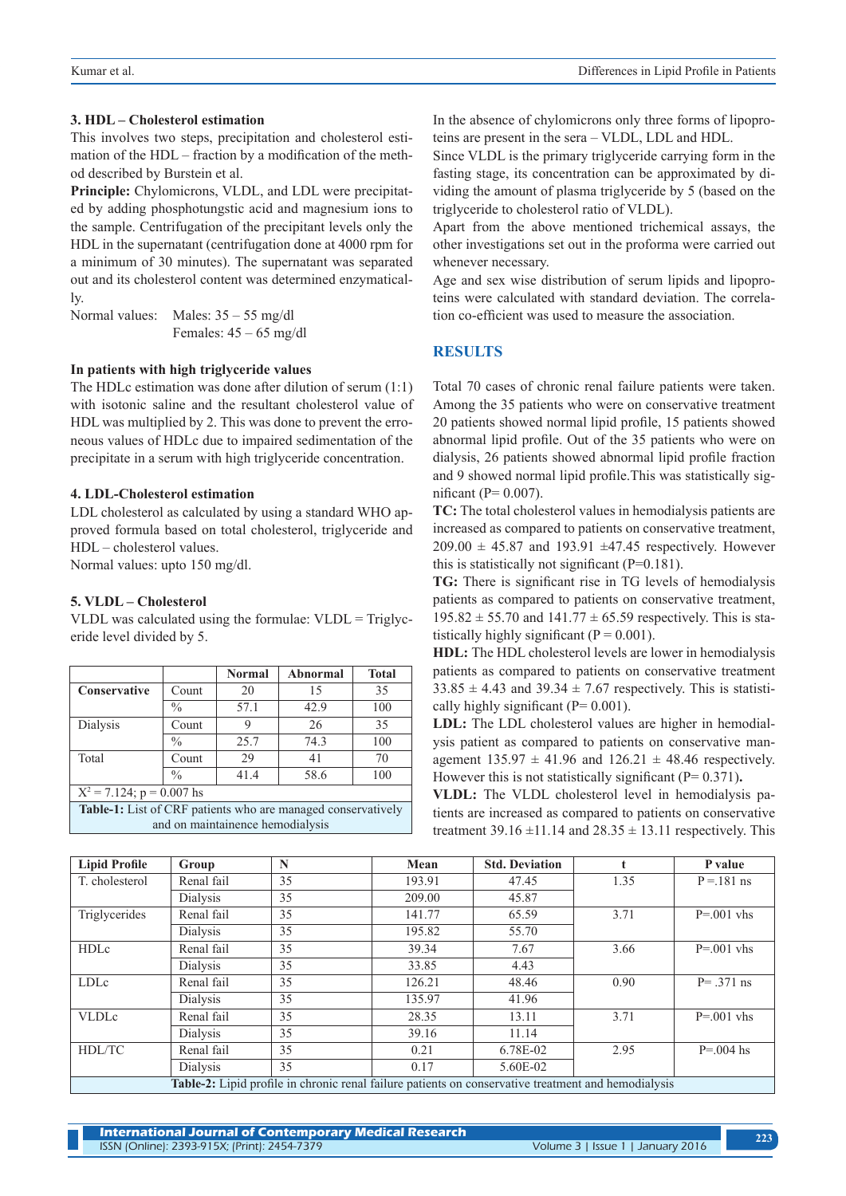### 3. HDL – Cholesterol estimation

This involves two steps, precipitation and cholesterol estimation of the HDL – fraction by a modification of the method described by Burstein et al.

**Principle:** Chylomicrons, VLDL, and LDL were precipitated by adding phosphotungstic acid and magnesium ions to the sample. Centrifugation of the precipitant levels only the HDL in the supernatant (centrifugation done at 4000 rpm for a minimum of 30 minutes). The supernatant was separated out and its cholesterol content was determined enzymatically.

Normal values: Males: 35 – 55 mg/dl
Females: 45 – 65 mg/dl

#### In patients with high triglyceride values

The HDLc estimation was done after dilution of serum (1:1) with isotonic saline and the resultant cholesterol value of HDL was multiplied by 2. This was done to prevent the erroneous values of HDLc due to impaired sedimentation of the precipitate in a serum with high triglyceride concentration.

### 4. LDL-Cholesterol estimation

LDL cholesterol as calculated by using a standard WHO approved formula based on total cholesterol, triglyceride and HDL – cholesterol values.

Normal values: upto 150 mg/dl.

### 5. VLDL – Cholesterol

VLDL was calculated using the formulae: VLDL = Triglyceride level divided by 5.

| | | Normal | Abnormal | Total |
|---|---|---|---|---|
| **Conservative** | Count | 20 | 15 | 35 |
| | % | 57.1 | 42.9 | 100 |
| Dialysis | Count | 9 | 26 | 35 |
| | % | 25.7 | 74.3 | 100 |
| Total | Count | 29 | 41 | 70 |
| | % | 41.4 | 58.6 | 100 |
| $X^2 = 7.124$; p = 0.007 hs | | | | |

**Table-1:** List of CRF patients who are managed conservatively and on maintainence hemodialysis

In the absence of chylomicrons only three forms of lipoproteins are present in the sera – VLDL, LDL and HDL.

Since VLDL is the primary triglyceride carrying form in the fasting stage, its concentration can be approximated by dividing the amount of plasma triglyceride by 5 (based on the triglyceride to cholesterol ratio of VLDL).

Apart from the above mentioned trichemical assays, the other investigations set out in the proforma were carried out whenever necessary.

Age and sex wise distribution of serum lipids and lipoproteins were calculated with standard deviation. The correlation co-efficient was used to measure the association.

## RESULTS

Total 70 cases of chronic renal failure patients were taken. Among the 35 patients who were on conservative treatment 20 patients showed normal lipid profile, 15 patients showed abnormal lipid profile. Out of the 35 patients who were on dialysis, 26 patients showed abnormal lipid profile fraction and 9 showed normal lipid profile.This was statistically significant (P= 0.007).

**TC:** The total cholesterol values in hemodialysis patients are increased as compared to patients on conservative treatment, 209.00 ± 45.87 and 193.91 ±47.45 respectively. However this is statistically not significant (P=0.181).

**TG:** There is significant rise in TG levels of hemodialysis patients as compared to patients on conservative treatment, 195.82 ± 55.70 and 141.77 ± 65.59 respectively. This is statistically highly significant (P = 0.001).

**HDL:** The HDL cholesterol levels are lower in hemodialysis patients as compared to patients on conservative treatment 33.85 ± 4.43 and 39.34 ± 7.67 respectively. This is statistically highly significant (P= 0.001).

**LDL:** The LDL cholesterol values are higher in hemodialysis patient as compared to patients on conservative management 135.97 ± 41.96 and 126.21 ± 48.46 respectively. However this is not statistically significant (P= 0.371)**.**

**VLDL:** The VLDL cholesterol level in hemodialysis patients are increased as compared to patients on conservative treatment 39.16 ±11.14 and 28.35 ± 13.11 respectively. This

| Lipid Profile | Group | N | Mean | Std. Deviation | t | P value |
|---|---|---|---|---|---|---|
| T. cholesterol | Renal fail | 35 | 193.91 | 47.45 | 1.35 | P =.181 ns |
| | Dialysis | 35 | 209.00 | 45.87 | | |
| Triglycerides | Renal fail | 35 | 141.77 | 65.59 | 3.71 | P=.001 vhs |
| | Dialysis | 35 | 195.82 | 55.70 | | |
| HDLc | Renal fail | 35 | 39.34 | 7.67 | 3.66 | P=.001 vhs |
| | Dialysis | 35 | 33.85 | 4.43 | | |
| LDLc | Renal fail | 35 | 126.21 | 48.46 | 0.90 | P= .371 ns |
| | Dialysis | 35 | 135.97 | 41.96 | | |
| VLDLc | Renal fail | 35 | 28.35 | 13.11 | 3.71 | P=.001 vhs |
| | Dialysis | 35 | 39.16 | 11.14 | | |
| HDL/TC | Renal fail | 35 | 0.21 | 6.78E-02 | 2.95 | P=.004 hs |
| | Dialysis | 35 | 0.17 | 5.60E-02 | | |

**Table-2:** Lipid profile in chronic renal failure patients on conservative treatment and hemodialysis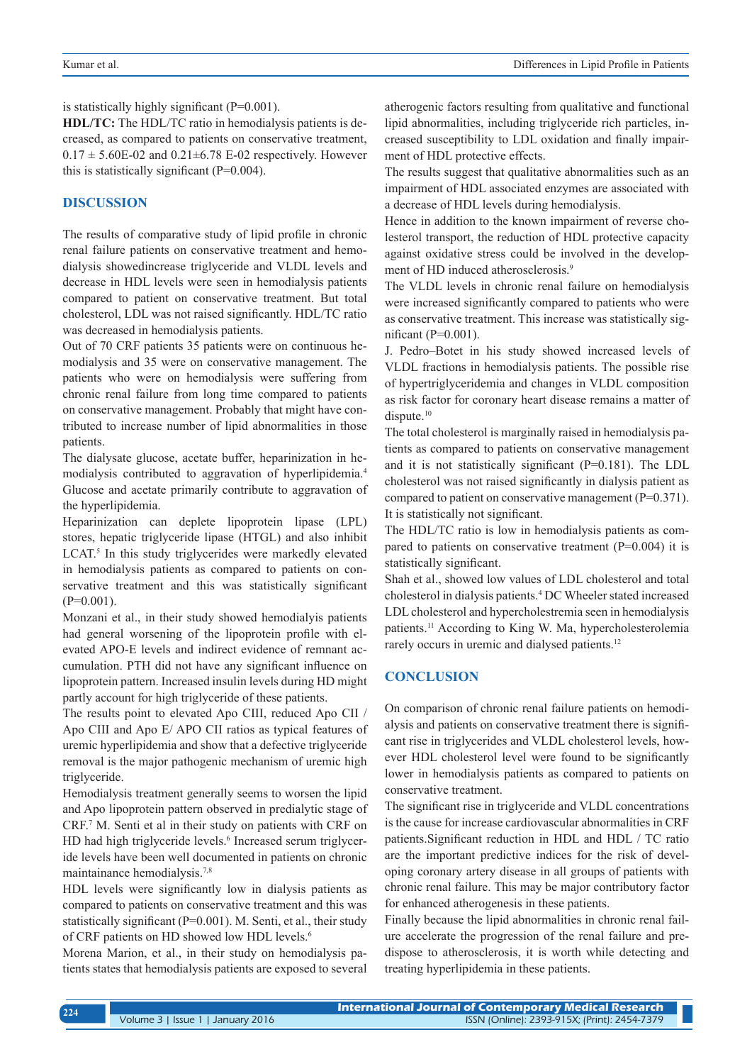is statistically highly significant (P=0.001).

**HDL/TC:** The HDL/TC ratio in hemodialysis patients is decreased, as compared to patients on conservative treatment, 0.17 ± 5.60E-02 and 0.21±6.78 E-02 respectively. However this is statistically significant (P=0.004).

## DISCUSSION

The results of comparative study of lipid profile in chronic renal failure patients on conservative treatment and hemodialysis showedincrease triglyceride and VLDL levels and decrease in HDL levels were seen in hemodialysis patients compared to patient on conservative treatment. But total cholesterol, LDL was not raised significantly. HDL/TC ratio was decreased in hemodialysis patients.

Out of 70 CRF patients 35 patients were on continuous hemodialysis and 35 were on conservative management. The patients who were on hemodialysis were suffering from chronic renal failure from long time compared to patients on conservative management. Probably that might have contributed to increase number of lipid abnormalities in those patients.

The dialysate glucose, acetate buffer, heparinization in hemodialysis contributed to aggravation of hyperlipidemia.[4] Glucose and acetate primarily contribute to aggravation of the hyperlipidemia.

Heparinization can deplete lipoprotein lipase (LPL) stores, hepatic triglyceride lipase (HTGL) and also inhibit LCAT.[5] In this study triglycerides were markedly elevated in hemodialysis patients as compared to patients on conservative treatment and this was statistically significant (P=0.001).

Monzani et al., in their study showed hemodialysis patients had general worsening of the lipoprotein profile with elevated APO-E levels and indirect evidence of remnant accumulation. PTH did not have any significant influence on lipoprotein pattern. Increased insulin levels during HD might partly account for high triglyceride of these patients.

The results point to elevated Apo CIII, reduced Apo CII / Apo CIII and Apo E/ APO CII ratios as typical features of uremic hyperlipidemia and show that a defective triglyceride removal is the major pathogenic mechanism of uremic high triglyceride.

Hemodialysis treatment generally seems to worsen the lipid and Apo lipoprotein pattern observed in predialytic stage of CRF.[7] M. Senti et al in their study on patients with CRF on HD had high triglyceride levels.[6] Increased serum triglyceride levels have been well documented in patients on chronic maintainance hemodialysis.[7,8]

HDL levels were significantly low in dialysis patients as compared to patients on conservative treatment and this was statistically significant (P=0.001). M. Senti, et al., their study of CRF patients on HD showed low HDL levels.[6]

Morena Marion, et al., in their study on hemodialysis patients states that hemodialysis patients are exposed to several atherogenic factors resulting from qualitative and functional lipid abnormalities, including triglyceride rich particles, increased susceptibility to LDL oxidation and finally impairment of HDL protective effects.

The results suggest that qualitative abnormalities such as an impairment of HDL associated enzymes are associated with a decrease of HDL levels during hemodialysis.

Hence in addition to the known impairment of reverse cholesterol transport, the reduction of HDL protective capacity against oxidative stress could be involved in the development of HD induced atherosclerosis.[9]

The VLDL levels in chronic renal failure on hemodialysis were increased significantly compared to patients who were as conservative treatment. This increase was statistically significant (P=0.001).

J. Pedro–Botet in his study showed increased levels of VLDL fractions in hemodialysis patients. The possible rise of hypertriglyceridemia and changes in VLDL composition as risk factor for coronary heart disease remains a matter of dispute.[10]

The total cholesterol is marginally raised in hemodialysis patients as compared to patients on conservative management and it is not statistically significant (P=0.181). The LDL cholesterol was not raised significantly in dialysis patient as compared to patient on conservative management (P=0.371). It is statistically not significant.

The HDL/TC ratio is low in hemodialysis patients as compared to patients on conservative treatment (P=0.004) it is statistically significant.

Shah et al., showed low values of LDL cholesterol and total cholesterol in dialysis patients.[4] DC Wheeler stated increased LDL cholesterol and hypercholestremia seen in hemodialysis patients.[11] According to King W. Ma, hypercholesterolemia rarely occurs in uremic and dialysed patients.[12]

## CONCLUSION

On comparison of chronic renal failure patients on hemodialysis and patients on conservative treatment there is significant rise in triglycerides and VLDL cholesterol levels, however HDL cholesterol level were found to be significantly lower in hemodialysis patients as compared to patients on conservative treatment.

The significant rise in triglyceride and VLDL concentrations is the cause for increase cardiovascular abnormalities in CRF patients.Significant reduction in HDL and HDL / TC ratio are the important predictive indices for the risk of developing coronary artery disease in all groups of patients with chronic renal failure. This may be major contributory factor for enhanced atherogenesis in these patients.

Finally because the lipid abnormalities in chronic renal failure accelerate the progression of the renal failure and predispose to atherosclerosis, it is worth while detecting and treating hyperlipidemia in these patients.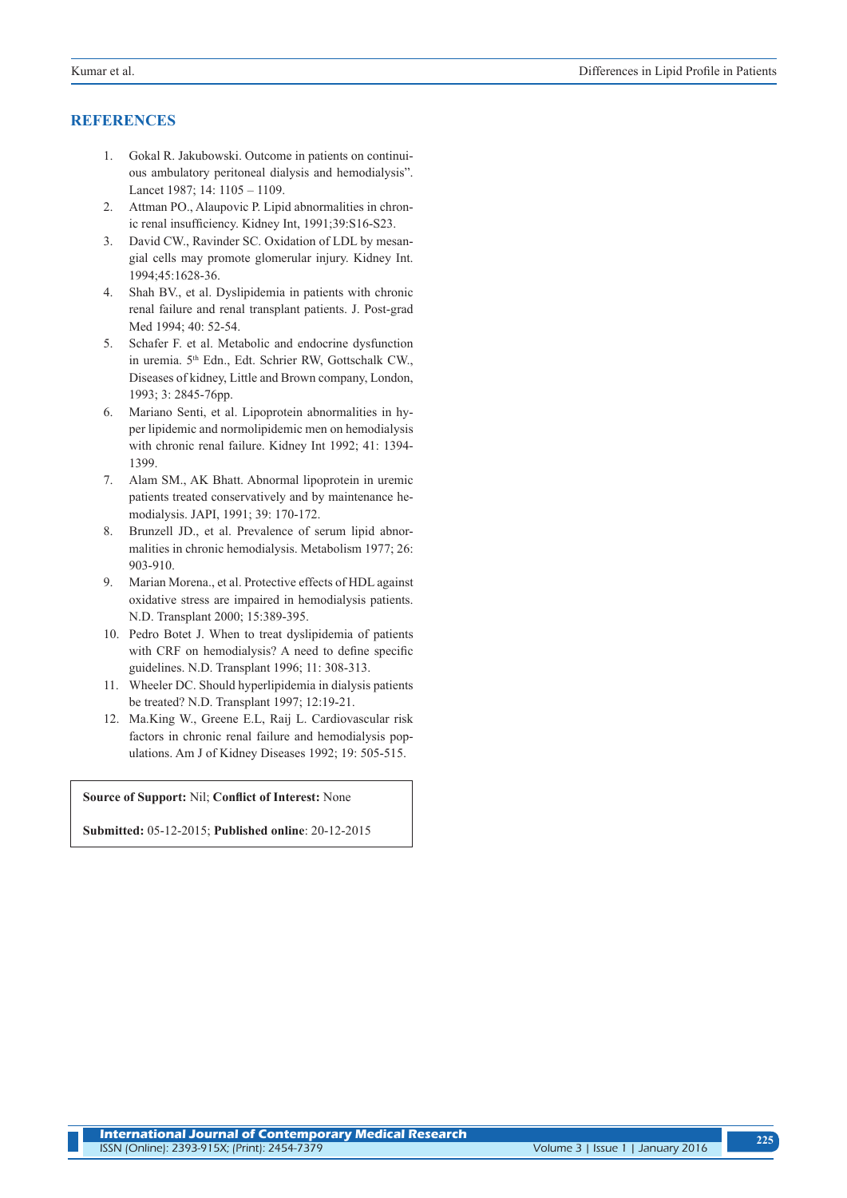## REFERENCES

1. Gokal R. Jakubowski. Outcome in patients on continuious ambulatory peritoneal dialysis and hemodialysis". Lancet 1987; 14: 1105 – 1109.
2. Attman PO., Alaupovic P. Lipid abnormalities in chronic renal insufficiency. Kidney Int, 1991;39:S16-S23.
3. David CW., Ravinder SC. Oxidation of LDL by mesangial cells may promote glomerular injury. Kidney Int. 1994;45:1628-36.
4. Shah BV., et al. Dyslipidemia in patients with chronic renal failure and renal transplant patients. J. Post-grad Med 1994; 40: 52-54.
5. Schafer F. et al. Metabolic and endocrine dysfunction in uremia. 5th Edn., Edt. Schrier RW, Gottschalk CW., Diseases of kidney, Little and Brown company, London, 1993; 3: 2845-76pp.
6. Mariano Senti, et al. Lipoprotein abnormalities in hyper lipidemic and normolipidemic men on hemodialysis with chronic renal failure. Kidney Int 1992; 41: 1394-1399.
7. Alam SM., AK Bhatt. Abnormal lipoprotein in uremic patients treated conservatively and by maintenance hemodialysis. JAPI, 1991; 39: 170-172.
8. Brunzell JD., et al. Prevalence of serum lipid abnormalities in chronic hemodialysis. Metabolism 1977; 26: 903-910.
9. Marian Morena., et al. Protective effects of HDL against oxidative stress are impaired in hemodialysis patients. N.D. Transplant 2000; 15:389-395.
10. Pedro Botet J. When to treat dyslipidemia of patients with CRF on hemodialysis? A need to define specific guidelines. N.D. Transplant 1996; 11: 308-313.
11. Wheeler DC. Should hyperlipidemia in dialysis patients be treated? N.D. Transplant 1997; 12:19-21.
12. Ma.King W., Greene E.L, Raij L. Cardiovascular risk factors in chronic renal failure and hemodialysis populations. Am J of Kidney Diseases 1992; 19: 505-515.

**Source of Support:** Nil; **Conflict of Interest:** None

**Submitted:** 05-12-2015; **Published online**: 20-12-2015